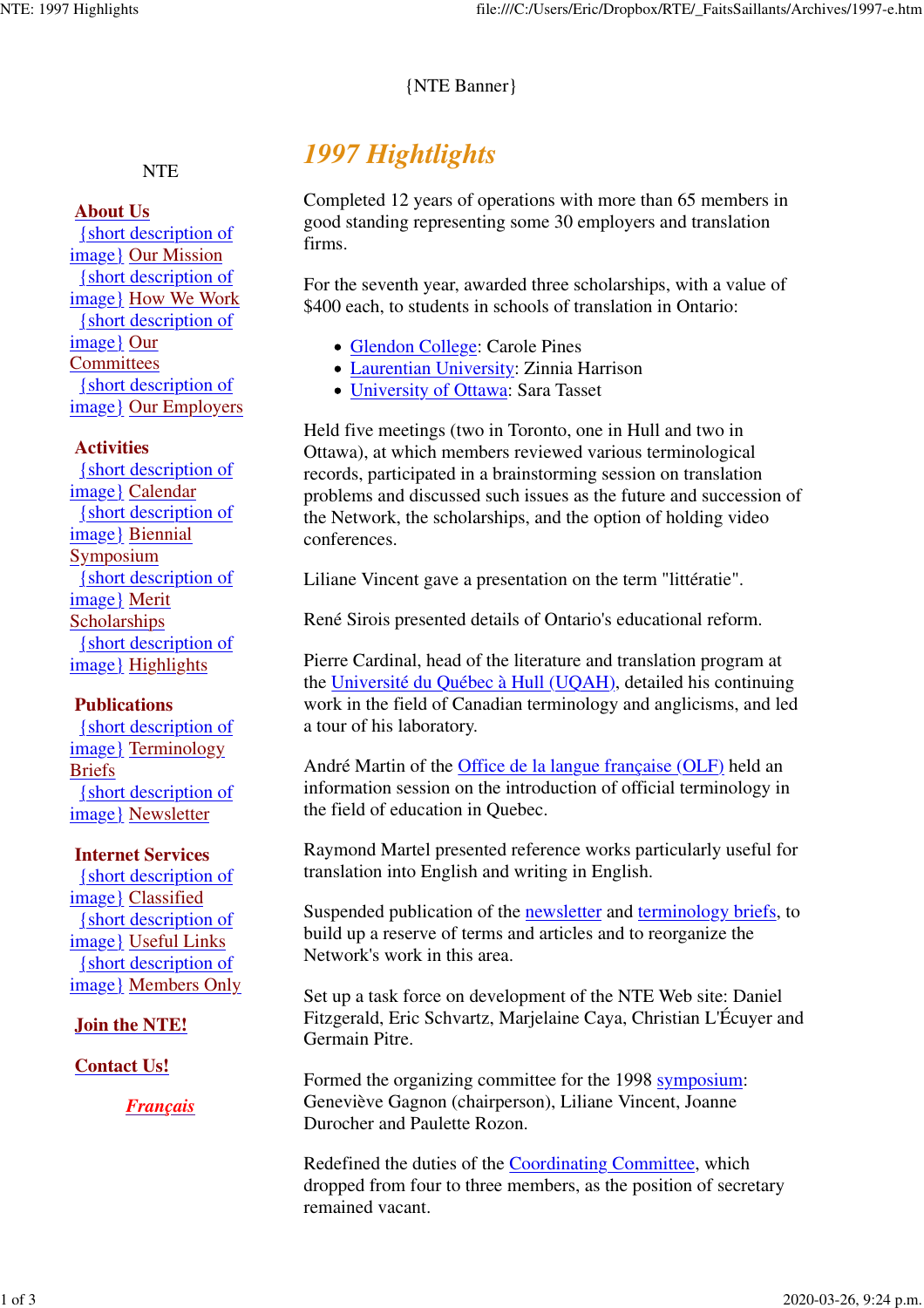{NTE Banner}

NTE

**About Us**
- {short description of image} Our Mission
- {short description of image} How We Work
- {short description of image} Our Committees
- {short description of image} Our Employers

**Activities**
- {short description of image} Calendar
- {short description of image} Biennial Symposium
- {short description of image} Merit Scholarships
- {short description of image} Highlights

**Publications**
- {short description of image} Terminology Briefs
- {short description of image} Newsletter

**Internet Services**
- {short description of image} Classified
- {short description of image} Useful Links
- {short description of image} Members Only

**Join the NTE!**

**Contact Us!**

***Français***

# *1997 Hightlights*

Completed 12 years of operations with more than 65 members in good standing representing some 30 employers and translation firms.

For the seventh year, awarded three scholarships, with a value of $400 each, to students in schools of translation in Ontario:

- Glendon College: Carole Pines
- Laurentian University: Zinnia Harrison
- University of Ottawa: Sara Tasset

Held five meetings (two in Toronto, one in Hull and two in Ottawa), at which members reviewed various terminological records, participated in a brainstorming session on translation problems and discussed such issues as the future and succession of the Network, the scholarships, and the option of holding video conferences.

Liliane Vincent gave a presentation on the term "littératie".

René Sirois presented details of Ontario's educational reform.

Pierre Cardinal, head of the literature and translation program at the Université du Québec à Hull (UQAH), detailed his continuing work in the field of Canadian terminology and anglicisms, and led a tour of his laboratory.

André Martin of the Office de la langue française (OLF) held an information session on the introduction of official terminology in the field of education in Quebec.

Raymond Martel presented reference works particularly useful for translation into English and writing in English.

Suspended publication of the newsletter and terminology briefs, to build up a reserve of terms and articles and to reorganize the Network's work in this area.

Set up a task force on development of the NTE Web site: Daniel Fitzgerald, Eric Schvartz, Marjelaine Caya, Christian L'Écuyer and Germain Pitre.

Formed the organizing committee for the 1998 symposium: Geneviève Gagnon (chairperson), Liliane Vincent, Joanne Durocher and Paulette Rozon.

Redefined the duties of the Coordinating Committee, which dropped from four to three members, as the position of secretary remained vacant.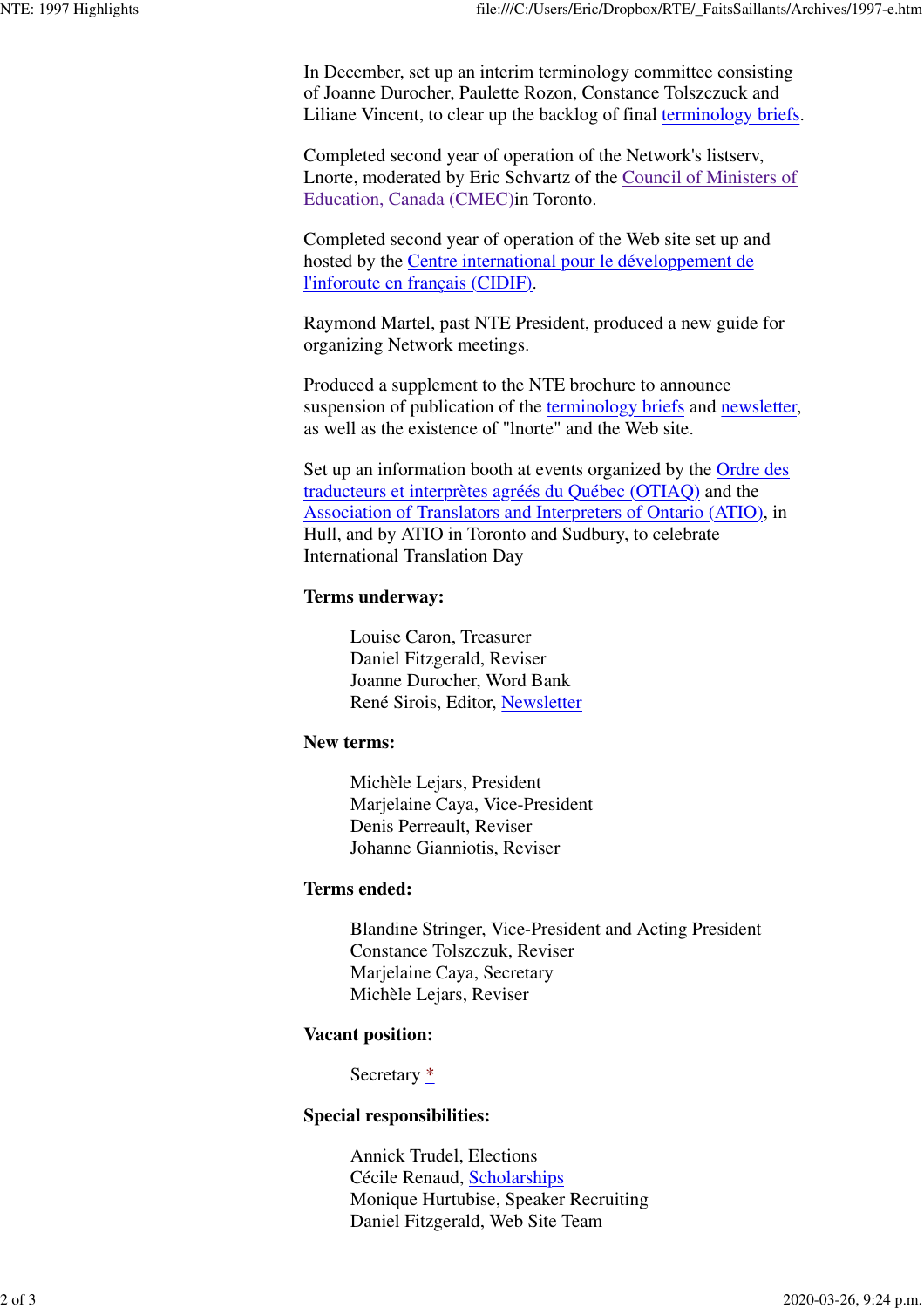In December, set up an interim terminology committee consisting of Joanne Durocher, Paulette Rozon, Constance Tolszczuck and Liliane Vincent, to clear up the backlog of final terminology briefs.

Completed second year of operation of the Network's listserv, Lnorte, moderated by Eric Schvartz of the Council of Ministers of Education, Canada (CMEC)in Toronto.

Completed second year of operation of the Web site set up and hosted by the Centre international pour le développement de l'inforoute en français (CIDIF).

Raymond Martel, past NTE President, produced a new guide for organizing Network meetings.

Produced a supplement to the NTE brochure to announce suspension of publication of the terminology briefs and newsletter, as well as the existence of "lnorte" and the Web site.

Set up an information booth at events organized by the Ordre des traducteurs et interprètes agréés du Québec (OTIAQ) and the Association of Translators and Interpreters of Ontario (ATIO), in Hull, and by ATIO in Toronto and Sudbury, to celebrate International Translation Day

**Terms underway:**

Louise Caron, Treasurer  
Daniel Fitzgerald, Reviser  
Joanne Durocher, Word Bank  
René Sirois, Editor, Newsletter

**New terms:**

Michèle Lejars, President  
Marjelaine Caya, Vice-President  
Denis Perreault, Reviser  
Johanne Gianniotis, Reviser

**Terms ended:**

Blandine Stringer, Vice-President and Acting President  
Constance Tolszczuk, Reviser  
Marjelaine Caya, Secretary  
Michèle Lejars, Reviser

**Vacant position:**

Secretary *

**Special responsibilities:**

Annick Trudel, Elections  
Cécile Renaud, Scholarships  
Monique Hurtubise, Speaker Recruiting  
Daniel Fitzgerald, Web Site Team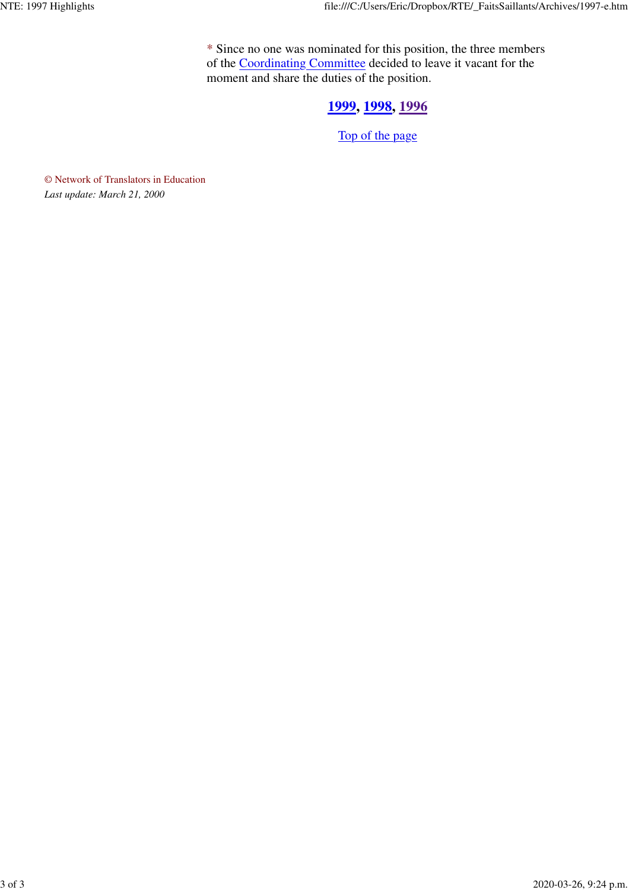* Since no one was nominated for this position, the three members of the Coordinating Committee decided to leave it vacant for the moment and share the duties of the position.

**1999, 1998, 1996**

Top of the page

© Network of Translators in Education

*Last update: March 21, 2000*